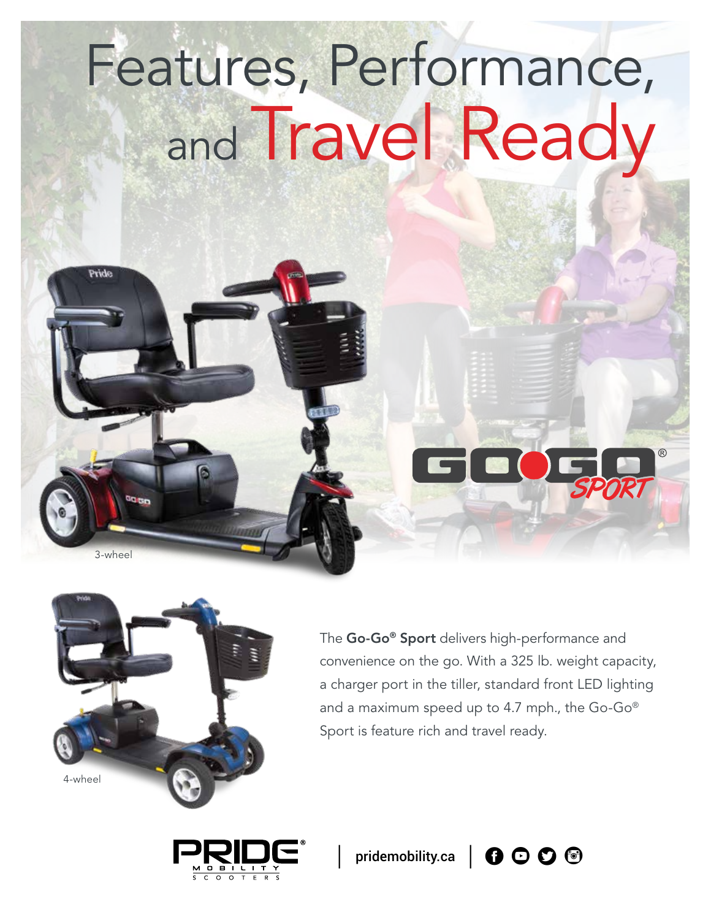# Features, Performance, and Travel Ready

GO-GO® SPORT

3-wheel

4-wheel

The **Go-Go® Sport** delivers high-performance and convenience on the go. With a 325 lb. weight capacity, a charger port in the tiller, standard front LED lighting and a maximum speed up to 4.7 mph., the Go-Go® Sport is feature rich and travel ready.

PRIDE® MOBILITY SCOOTERS | pridemobility.ca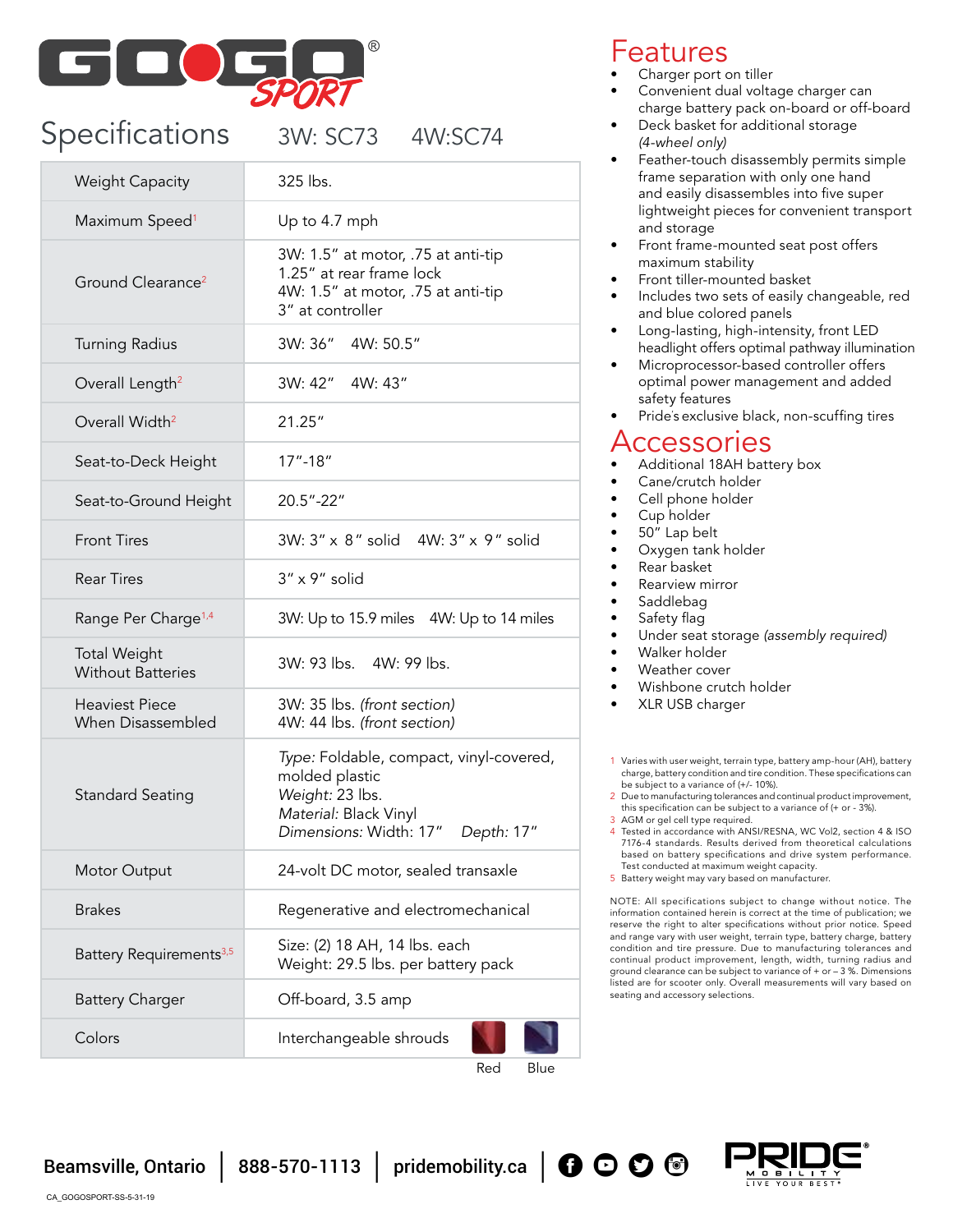# GO-GO SPORT®

## Specifications 3W: SC73 4W:SC74

| | |
|---|---|
| Weight Capacity | 325 lbs. |
| Maximum Speed[1] | Up to 4.7 mph |
| Ground Clearance[2] | 3W: 1.5" at motor, .75 at anti-tip<br>1.25" at rear frame lock<br>4W: 1.5" at motor, .75 at anti-tip<br>3" at controller |
| Turning Radius | 3W: 36" 4W: 50.5" |
| Overall Length[2] | 3W: 42" 4W: 43" |
| Overall Width[2] | 21.25" |
| Seat-to-Deck Height | 17"-18" |
| Seat-to-Ground Height | 20.5"-22" |
| Front Tires | 3W: 3" x 8" solid 4W: 3" x 9" solid |
| Rear Tires | 3" x 9" solid |
| Range Per Charge[1,4] | 3W: Up to 15.9 miles 4W: Up to 14 miles |
| Total Weight Without Batteries | 3W: 93 lbs. 4W: 99 lbs. |
| Heaviest Piece When Disassembled | 3W: 35 lbs. *(front section)*<br>4W: 44 lbs. *(front section)* |
| Standard Seating | *Type:* Foldable, compact, vinyl-covered, molded plastic<br>*Weight:* 23 lbs.<br>*Material:* Black Vinyl<br>*Dimensions:* Width: 17" *Depth:* 17" |
| Motor Output | 24-volt DC motor, sealed transaxle |
| Brakes | Regenerative and electromechanical |
| Battery Requirements[3,5] | Size: (2) 18 AH, 14 lbs. each<br>Weight: 29.5 lbs. per battery pack |
| Battery Charger | Off-board, 3.5 amp |
| Colors | Interchangeable shrouds: Red, Blue |

## Features

- Charger port on tiller
- Convenient dual voltage charger can charge battery pack on-board or off-board
- Deck basket for additional storage *(4-wheel only)*
- Feather-touch disassembly permits simple frame separation with only one hand and easily disassembles into five super lightweight pieces for convenient transport and storage
- Front frame-mounted seat post offers maximum stability
- Front tiller-mounted basket
- Includes two sets of easily changeable, red and blue colored panels
- Long-lasting, high-intensity, front LED headlight offers optimal pathway illumination
- Microprocessor-based controller offers optimal power management and added safety features
- Pride's exclusive black, non-scuffing tires

## Accessories

- Additional 18AH battery box
- Cane/crutch holder
- Cell phone holder
- Cup holder
- 50" Lap belt
- Oxygen tank holder
- Rear basket
- Rearview mirror
- Saddlebag
- Safety flag
- Under seat storage *(assembly required)*
- Walker holder
- Weather cover
- Wishbone crutch holder
- XLR USB charger

1 Varies with user weight, terrain type, battery amp-hour (AH), battery charge, battery condition and tire condition. These specifications can be subject to a variance of (+/- 10%).
2 Due to manufacturing tolerances and continual product improvement, this specification can be subject to a variance of (+ or - 3%).
3 AGM or gel cell type required.
4 Tested in accordance with ANSI/RESNA, WC Vol2, section 4 & ISO 7176-4 standards. Results derived from theoretical calculations based on battery specifications and drive system performance. Test conducted at maximum weight capacity.
5 Battery weight may vary based on manufacturer.

NOTE: All specifications subject to change without notice. The information contained herein is correct at the time of publication; we reserve the right to alter specifications without prior notice. Speed and range vary with user weight, terrain type, battery charge, battery condition and tire pressure. Due to manufacturing tolerances and continual product improvement, length, width, turning radius and ground clearance can be subject to variance of + or – 3 %. Dimensions listed are for scooter only. Overall measurements will vary based on seating and accessory selections.

Beamsville, Ontario | 888-570-1113 | pridemobility.ca

PRIDE® MOBILITY — LIVE YOUR BEST®

CA_GOGOSPORT-SS-5-31-19